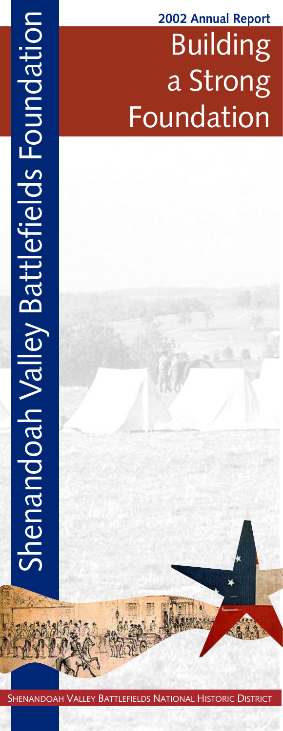# Shenandoah Valley Battlefields Foundation

**2002 Annual Report**

# Building a Strong Foundation

SHENANDOAH VALLEY BATTLEFIELDS NATIONAL HISTORIC DISTRICT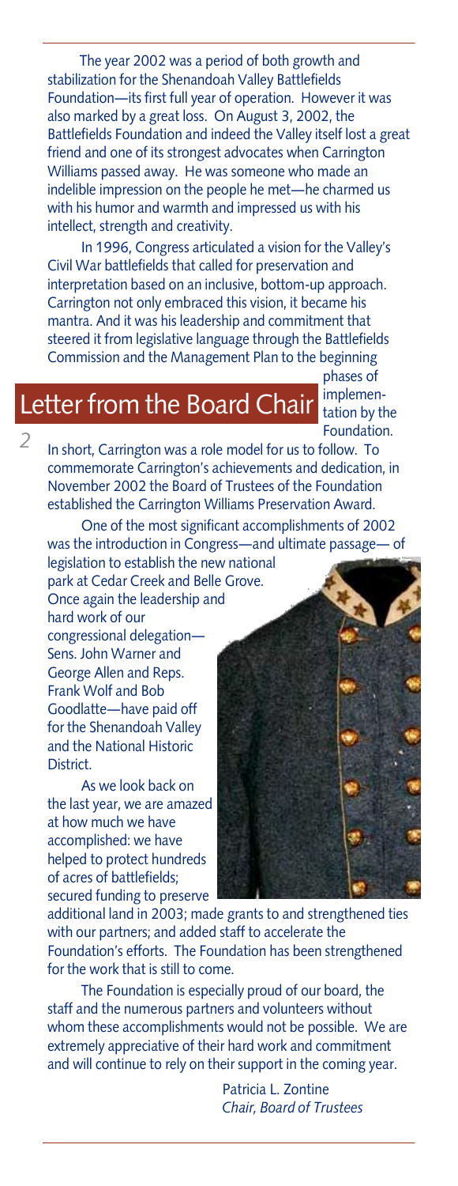## Letter from the Board Chair

The year 2002 was a period of both growth and stabilization for the Shenandoah Valley Battlefields Foundation—its first full year of operation. However it was also marked by a great loss. On August 3, 2002, the Battlefields Foundation and indeed the Valley itself lost a great friend and one of its strongest advocates when Carrington Williams passed away. He was someone who made an indelible impression on the people he met—he charmed us with his humor and warmth and impressed us with his intellect, strength and creativity.

In 1996, Congress articulated a vision for the Valley's Civil War battlefields that called for preservation and interpretation based on an inclusive, bottom-up approach. Carrington not only embraced this vision, it became his mantra. And it was his leadership and commitment that steered it from legislative language through the Battlefields Commission and the Management Plan to the beginning phases of implementation by the Foundation. In short, Carrington was a role model for us to follow. To commemorate Carrington's achievements and dedication, in November 2002 the Board of Trustees of the Foundation established the Carrington Williams Preservation Award.

One of the most significant accomplishments of 2002 was the introduction in Congress—and ultimate passage— of legislation to establish the new national park at Cedar Creek and Belle Grove. Once again the leadership and hard work of our congressional delegation—Sens. John Warner and George Allen and Reps. Frank Wolf and Bob Goodlatte—have paid off for the Shenandoah Valley and the National Historic District.

As we look back on the last year, we are amazed at how much we have accomplished: we have helped to protect hundreds of acres of battlefields; secured funding to preserve additional land in 2003; made grants to and strengthened ties with our partners; and added staff to accelerate the Foundation's efforts. The Foundation has been strengthened for the work that is still to come.

The Foundation is especially proud of our board, the staff and the numerous partners and volunteers without whom these accomplishments would not be possible. We are extremely appreciative of their hard work and commitment and will continue to rely on their support in the coming year.

Patricia L. Zontine
*Chair, Board of Trustees*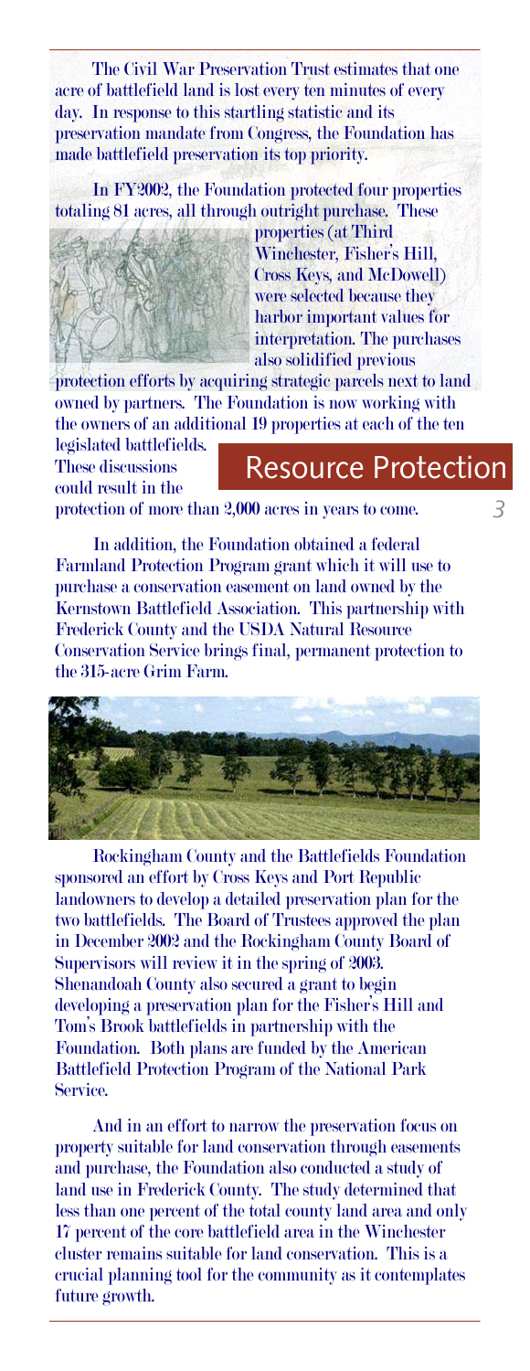## Resource Protection

The Civil War Preservation Trust estimates that one acre of battlefield land is lost every ten minutes of every day. In response to this startling statistic and its preservation mandate from Congress, the Foundation has made battlefield preservation its top priority.

In FY2002, the Foundation protected four properties totaling 81 acres, all through outright purchase. These properties (at Third Winchester, Fisher's Hill, Cross Keys, and McDowell) were selected because they harbor important values for interpretation. The purchases also solidified previous protection efforts by acquiring strategic parcels next to land owned by partners. The Foundation is now working with the owners of an additional 19 properties at each of the ten legislated battlefields. These discussions could result in the protection of more than 2,000 acres in years to come.

In addition, the Foundation obtained a federal Farmland Protection Program grant which it will use to purchase a conservation easement on land owned by the Kernstown Battlefield Association. This partnership with Frederick County and the USDA Natural Resource Conservation Service brings final, permanent protection to the 315-acre Grim Farm.

Rockingham County and the Battlefields Foundation sponsored an effort by Cross Keys and Port Republic landowners to develop a detailed preservation plan for the two battlefields. The Board of Trustees approved the plan in December 2002 and the Rockingham County Board of Supervisors will review it in the spring of 2003. Shenandoah County also secured a grant to begin developing a preservation plan for the Fisher's Hill and Tom's Brook battlefields in partnership with the Foundation. Both plans are funded by the American Battlefield Protection Program of the National Park Service.

And in an effort to narrow the preservation focus on property suitable for land conservation through easements and purchase, the Foundation also conducted a study of land use in Frederick County. The study determined that less than one percent of the total county land area and only 17 percent of the core battlefield area in the Winchester cluster remains suitable for land conservation. This is a crucial planning tool for the community as it contemplates future growth.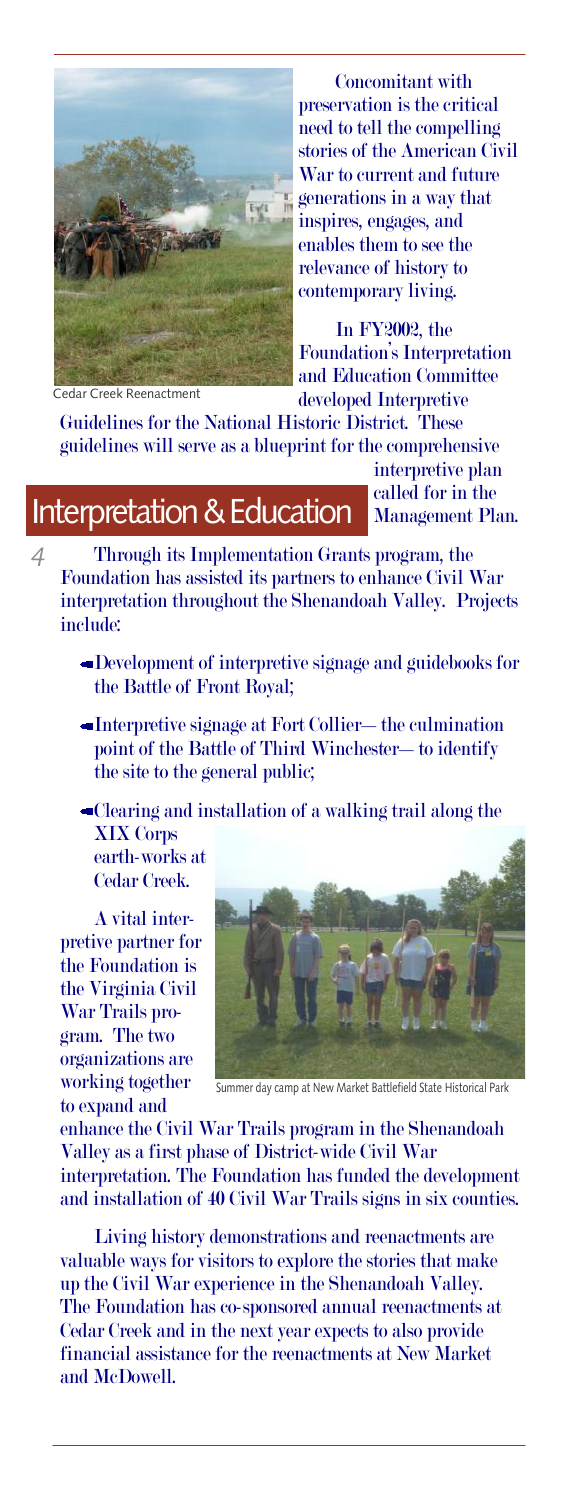Cedar Creek Reenactment

Concomitant with preservation is the critical need to tell the compelling stories of the American Civil War to current and future generations in a way that inspires, engages, and enables them to see the relevance of history to contemporary living.

In FY2002, the Foundation's Interpretation and Education Committee developed Interpretive Guidelines for the National Historic District. These guidelines will serve as a blueprint for the comprehensive interpretive plan called for in the Management Plan.

## Interpretation & Education

Through its Implementation Grants program, the Foundation has assisted its partners to enhance Civil War interpretation throughout the Shenandoah Valley. Projects include:

- Development of interpretive signage and guidebooks for the Battle of Front Royal;
- Interpretive signage at Fort Collier— the culmination point of the Battle of Third Winchester— to identify the site to the general public;
- Clearing and installation of a walking trail along the XIX Corps earth-works at Cedar Creek.

A vital interpretive partner for the Foundation is the Virginia Civil War Trails program. The two organizations are working together to expand and enhance the Civil War Trails program in the Shenandoah Valley as a first phase of District-wide Civil War interpretation. The Foundation has funded the development and installation of 40 Civil War Trails signs in six counties.

Summer day camp at New Market Battlefield State Historical Park

Living history demonstrations and reenactments are valuable ways for visitors to explore the stories that make up the Civil War experience in the Shenandoah Valley. The Foundation has co-sponsored annual reenactments at Cedar Creek and in the next year expects to also provide financial assistance for the reenactments at New Market and McDowell.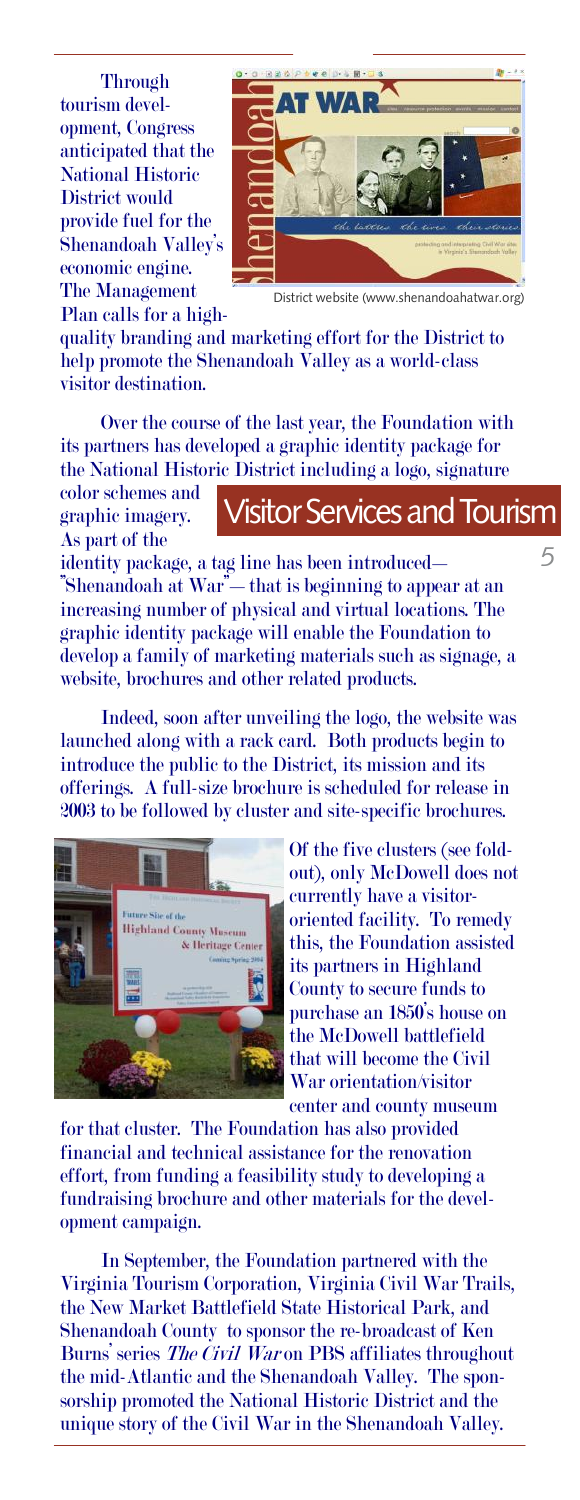## Visitor Services and Tourism

Through tourism development, Congress anticipated that the National Historic District would provide fuel for the Shenandoah Valley's economic engine. The Management Plan calls for a high-quality branding and marketing effort for the District to help promote the Shenandoah Valley as a world-class visitor destination.

District website (www.shenandoahatwar.org)

Over the course of the last year, the Foundation with its partners has developed a graphic identity package for the National Historic District including a logo, signature color schemes and graphic imagery. As part of the identity package, a tag line has been introduced—"Shenandoah at War"— that is beginning to appear at an increasing number of physical and virtual locations. The graphic identity package will enable the Foundation to develop a family of marketing materials such as signage, a website, brochures and other related products.

Indeed, soon after unveiling the logo, the website was launched along with a rack card. Both products begin to introduce the public to the District, its mission and its offerings. A full-size brochure is scheduled for release in 2003 to be followed by cluster and site-specific brochures.

Of the five clusters (see foldout), only McDowell does not currently have a visitor-oriented facility. To remedy this, the Foundation assisted its partners in Highland County to secure funds to purchase an 1850's house on the McDowell battlefield that will become the Civil War orientation/visitor center and county museum for that cluster. The Foundation has also provided financial and technical assistance for the renovation effort, from funding a feasibility study to developing a fundraising brochure and other materials for the development campaign.

In September, the Foundation partnered with the Virginia Tourism Corporation, Virginia Civil War Trails, the New Market Battlefield State Historical Park, and Shenandoah County to sponsor the re-broadcast of Ken Burns' series *The Civil War* on PBS affiliates throughout the mid-Atlantic and the Shenandoah Valley. The sponsorship promoted the National Historic District and the unique story of the Civil War in the Shenandoah Valley.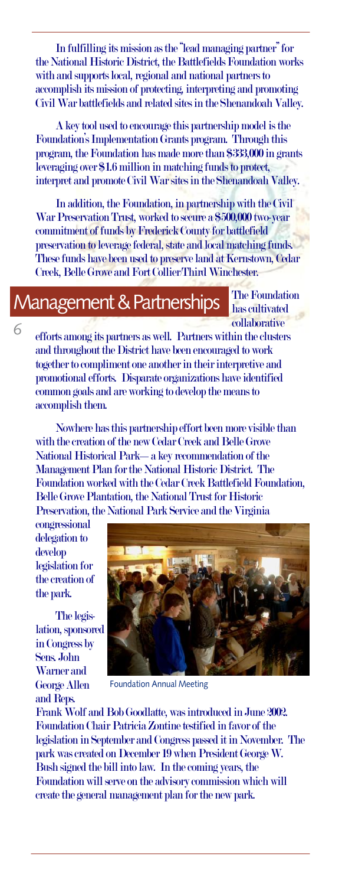In fulfilling its mission as the "lead managing partner" for the National Historic District, the Battlefields Foundation works with and supports local, regional and national partners to accomplish its mission of protecting, interpreting and promoting Civil War battlefields and related sites in the Shenandoah Valley.

A key tool used to encourage this partnership model is the Foundation's Implementation Grants program. Through this program, the Foundation has made more than $333,000 in grants leveraging over $1.6 million in matching funds to protect, interpret and promote Civil War sites in the Shenandoah Valley.

In addition, the Foundation, in partnership with the Civil War Preservation Trust, worked to secure a $500,000 two-year commitment of funds by Frederick County for battlefield preservation to leverage federal, state and local matching funds. These funds have been used to preserve land at Kernstown, Cedar Creek, Belle Grove and Fort Collier/Third Winchester.

## Management & Partnerships

The Foundation has cultivated collaborative efforts among its partners as well. Partners within the clusters and throughout the District have been encouraged to work together to compliment one another in their interpretive and promotional efforts. Disparate organizations have identified common goals and are working to develop the means to accomplish them.

Nowhere has this partnership effort been more visible than with the creation of the new Cedar Creek and Belle Grove National Historical Park— a key recommendation of the Management Plan for the National Historic District. The Foundation worked with the Cedar Creek Battlefield Foundation, Belle Grove Plantation, the National Trust for Historic Preservation, the National Park Service and the Virginia congressional delegation to develop legislation for the creation of the park.

The legislation, sponsored in Congress by Sens. John Warner and George Allen and Reps. Frank Wolf and Bob Goodlatte, was introduced in June 2002. Foundation Chair Patricia Zontine testified in favor of the legislation in September and Congress passed it in November. The park was created on December 19 when President George W. Bush signed the bill into law. In the coming years, the Foundation will serve on the advisory commission which will create the general management plan for the new park.

Foundation Annual Meeting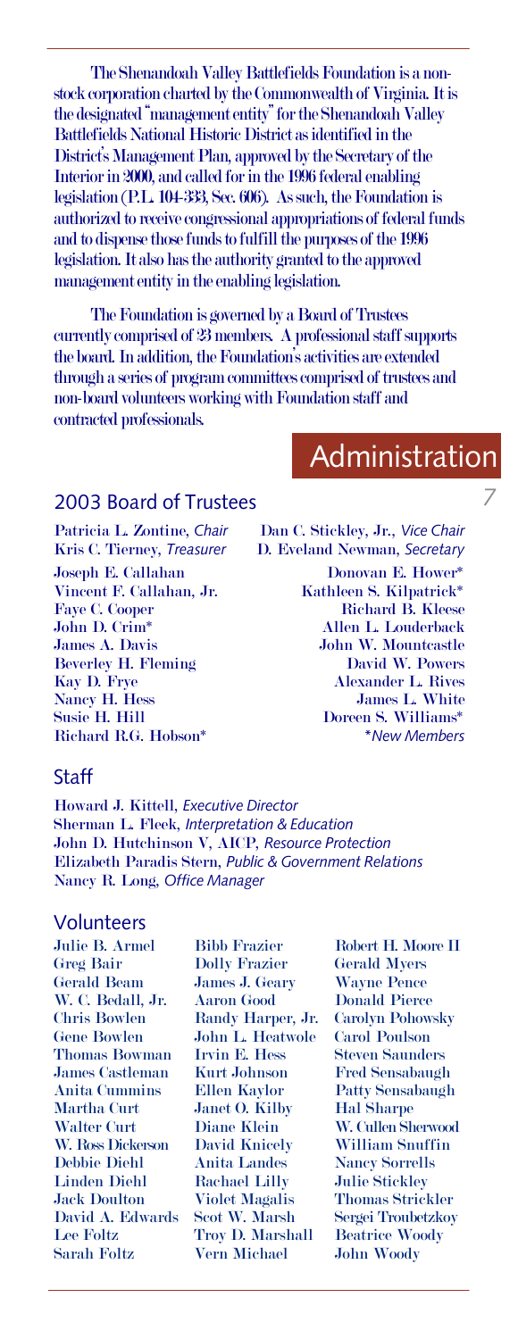The Shenandoah Valley Battlefields Foundation is a non-stock corporation charted by the Commonwealth of Virginia. It is the designated "management entity" for the Shenandoah Valley Battlefields National Historic District as identified in the District's Management Plan, approved by the Secretary of the Interior in 2000, and called for in the 1996 federal enabling legislation (P.L. 104-333, Sec. 606). As such, the Foundation is authorized to receive congressional appropriations of federal funds and to dispense those funds to fulfill the purposes of the 1996 legislation. It also has the authority granted to the approved management entity in the enabling legislation.

The Foundation is governed by a Board of Trustees currently comprised of 23 members. A professional staff supports the board. In addition, the Foundation's activities are extended through a series of program committees comprised of trustees and non-board volunteers working with Foundation staff and contracted professionals.

# Administration

## 2003 Board of Trustees

Patricia L. Zontine, *Chair*
Kris C. Tierney, *Treasurer*
Dan C. Stickley, Jr., *Vice Chair*
D. Eveland Newman, *Secretary*

Joseph E. Callahan
Vincent F. Callahan, Jr.
Faye C. Cooper
John D. Crim*
James A. Davis
Beverley H. Fleming
Kay D. Frye
Nancy H. Hess
Susie H. Hill
Richard R.G. Hobson*
Donovan E. Hower*
Kathleen S. Kilpatrick*
Richard B. Kleese
Allen L. Louderback
John W. Mountcastle
David W. Powers
Alexander L. Rives
James L. White
Doreen S. Williams*

*\*New Members*

## Staff

Howard J. Kittell, *Executive Director*
Sherman L. Fleek, *Interpretation & Education*
John D. Hutchinson V, AICP, *Resource Protection*
Elizabeth Paradis Stern, *Public & Government Relations*
Nancy R. Long, *Office Manager*

## Volunteers

Julie B. Armel
Greg Bair
Gerald Beam
W. C. Bedall, Jr.
Chris Bowlen
Gene Bowlen
Thomas Bowman
James Castleman
Anita Cummins
Martha Curt
Walter Curt
W. Ross Dickerson
Debbie Diehl
Linden Diehl
Jack Doulton
David A. Edwards
Lee Foltz
Sarah Foltz
Bibb Frazier
Dolly Frazier
James J. Geary
Aaron Good
Randy Harper, Jr.
John L. Heatwole
Irvin E. Hess
Kurt Johnson
Ellen Kaylor
Janet O. Kilby
Diane Klein
David Knicely
Anita Landes
Rachael Lilly
Violet Magalis
Scot W. Marsh
Troy D. Marshall
Vern Michael
Robert H. Moore II
Gerald Myers
Wayne Pence
Donald Pierce
Carolyn Pohowsky
Carol Poulson
Steven Saunders
Fred Sensabaugh
Patty Sensabaugh
Hal Sharpe
W. Cullen Sherwood
William Snuffin
Nancy Sorrells
Julie Stickley
Thomas Strickler
Sergei Troubetzkoy
Beatrice Woody
John Woody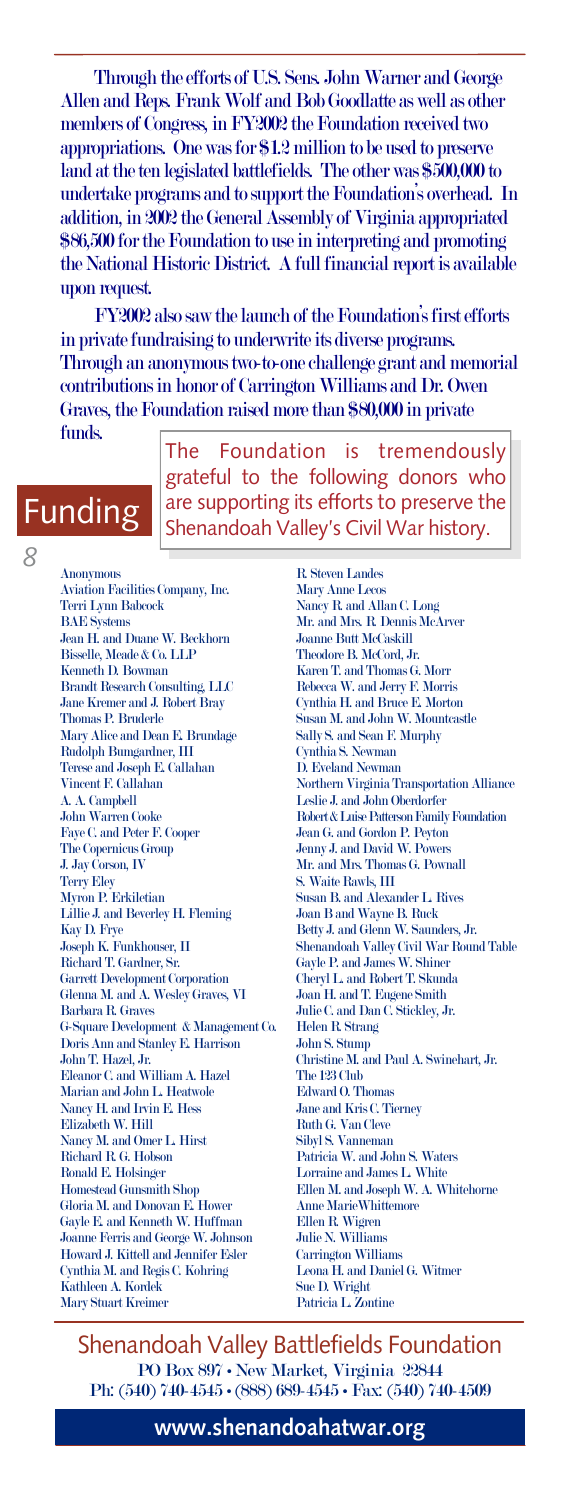Through the efforts of U.S. Sens. John Warner and George Allen and Reps. Frank Wolf and Bob Goodlatte as well as other members of Congress, in FY2002 the Foundation received two appropriations. One was for $1.2 million to be used to preserve land at the ten legislated battlefields. The other was $500,000 to undertake programs and to support the Foundation's overhead. In addition, in 2002 the General Assembly of Virginia appropriated $86,500 for the Foundation to use in interpreting and promoting the National Historic District. A full financial report is available upon request.

FY2002 also saw the launch of the Foundation's first efforts in private fundraising to underwrite its diverse programs. Through an anonymous two-to-one challenge grant and memorial contributions in honor of Carrington Williams and Dr. Owen Graves, the Foundation raised more than $80,000 in private funds.

## Funding

The Foundation is tremendously grateful to the following donors who are supporting its efforts to preserve the Shenandoah Valley's Civil War history.

Anonymous
Aviation Facilities Company, Inc.
Terri Lynn Babcock
BAE Systems
Jean H. and Duane W. Beckhorn
Bisselle, Meade & Co. LLP
Kenneth D. Bowman
Brandt Research Consulting, LLC
Jane Kremer and J. Robert Bray
Thomas P. Bruderle
Mary Alice and Dean E. Brundage
Rudolph Bumgardner, III
Terese and Joseph E. Callahan
Vincent F. Callahan
A. A. Campbell
John Warren Cooke
Faye C. and Peter F. Cooper
The Copernicus Group
J. Jay Corson, IV
Terry Eley
Myron P. Erkiletian
Lillie J. and Beverley H. Fleming
Kay D. Frye
Joseph K. Funkhouser, II
Richard T. Gardner, Sr.
Garrett Development Corporation
Glenna M. and A. Wesley Graves, VI
Barbara R. Graves
G-Square Development & Management Co.
Doris Ann and Stanley E. Harrison
John T. Hazel, Jr.
Eleanor C. and William A. Hazel
Marian and John L. Heatwole
Nancy H. and Irvin E. Hess
Elizabeth W. Hill
Nancy M. and Omer L. Hirst
Richard R. G. Hobson
Ronald E. Holsinger
Homestead Gunsmith Shop
Gloria M. and Donovan E. Hower
Gayle F. and Kenneth W. Huffman
Joanne Ferris and George W. Johnson
Howard J. Kittell and Jennifer Esler
Cynthia M. and Regis C. Kohring
Kathleen A. Kordek
Mary Stuart Kreimer
R. Steven Landes
Mary Anne Lecos
Nancy R. and Allan C. Long
Mr. and Mrs. R. Dennis McArver
Joanne Butt McCaskill
Theodore B. McCord, Jr.
Karen T. and Thomas G. Morr
Rebecca W. and Jerry F. Morris
Cynthia H. and Bruce E. Morton
Susan M. and John W. Mountcastle
Sally S. and Sean F. Murphy
Cynthia S. Newman
D. Eveland Newman
Northern Virginia Transportation Alliance
Leslie J. and John Oberdorfer
Robert & Luise Patterson Family Foundation
Jean G. and Gordon P. Peyton
Jenny J. and David W. Powers
Mr. and Mrs. Thomas G. Pownall
S. Waite Rawls, III
Susan B. and Alexander L. Rives
Joan B and Wayne B. Ruck
Betty J. and Glenn W. Saunders, Jr.
Shenandoah Valley Civil War Round Table
Gayle P. and James W. Shiner
Cheryl L. and Robert T. Skunda
Joan H. and T. Eugene Smith
Julie C. and Dan C. Stickley, Jr.
Helen R. Strang
John S. Stump
Christine M. and Paul A. Swinehart, Jr.
The 123 Club
Edward O. Thomas
Jane and Kris C. Tierney
Ruth G. Van Cleve
Sibyl S. Vanneman
Patricia W. and John S. Waters
Lorraine and James L. White
Ellen M. and Joseph W. A. Whitehorne
Anne MarieWhittemore
Ellen R. Wigren
Julie N. Williams
Carrington Williams
Leona H. and Daniel G. Witmer
Sue D. Wright
Patricia L. Zontine

Shenandoah Valley Battlefields Foundation
PO Box 897 • New Market, Virginia 22844
Ph: (540) 740-4545 • (888) 689-4545 • Fax: (540) 740-4509

www.shenandoahatwar.org